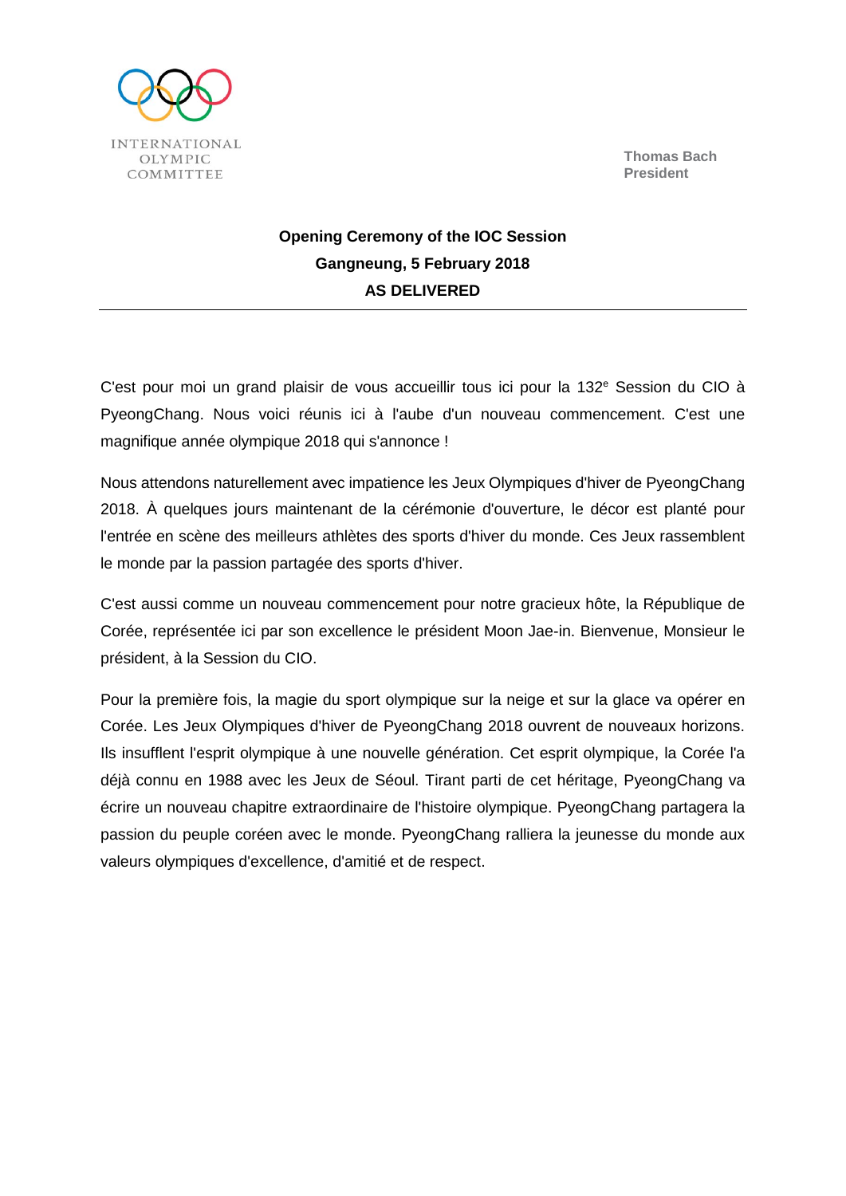INTERNATIONAL OLYMPIC COMMITTEE

**Thomas Bach**
**President**

**Opening Ceremony of the IOC Session**
**Gangneung, 5 February 2018**
**AS DELIVERED**

---

C'est pour moi un grand plaisir de vous accueillir tous ici pour la 132e Session du CIO à PyeongChang. Nous voici réunis ici à l'aube d'un nouveau commencement. C'est une magnifique année olympique 2018 qui s'annonce !

Nous attendons naturellement avec impatience les Jeux Olympiques d'hiver de PyeongChang 2018. À quelques jours maintenant de la cérémonie d'ouverture, le décor est planté pour l'entrée en scène des meilleurs athlètes des sports d'hiver du monde. Ces Jeux rassemblent le monde par la passion partagée des sports d'hiver.

C'est aussi comme un nouveau commencement pour notre gracieux hôte, la République de Corée, représentée ici par son excellence le président Moon Jae-in. Bienvenue, Monsieur le président, à la Session du CIO.

Pour la première fois, la magie du sport olympique sur la neige et sur la glace va opérer en Corée. Les Jeux Olympiques d'hiver de PyeongChang 2018 ouvrent de nouveaux horizons. Ils insufflent l'esprit olympique à une nouvelle génération. Cet esprit olympique, la Corée l'a déjà connu en 1988 avec les Jeux de Séoul. Tirant parti de cet héritage, PyeongChang va écrire un nouveau chapitre extraordinaire de l'histoire olympique. PyeongChang partagera la passion du peuple coréen avec le monde. PyeongChang ralliera la jeunesse du monde aux valeurs olympiques d'excellence, d'amitié et de respect.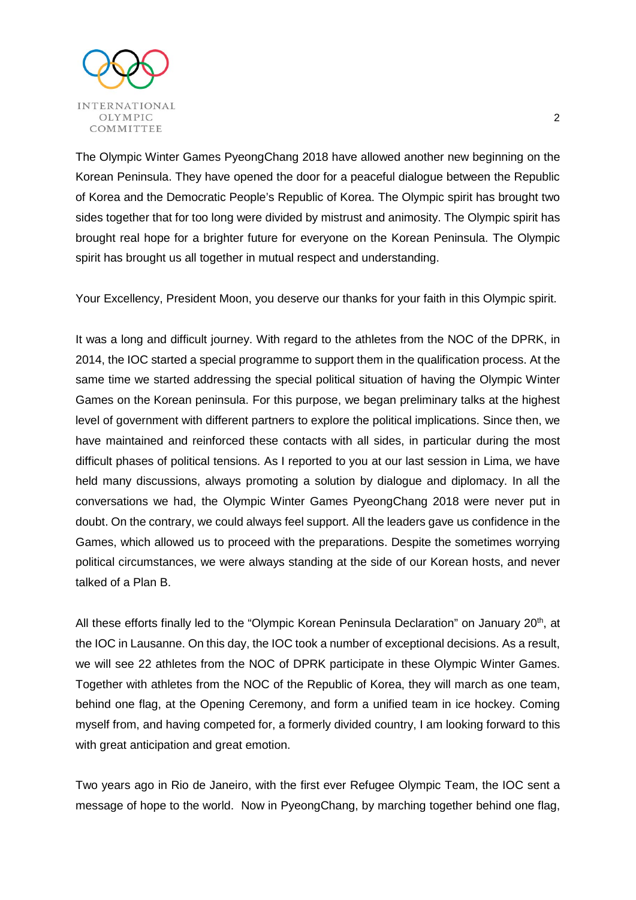The Olympic Winter Games PyeongChang 2018 have allowed another new beginning on the Korean Peninsula. They have opened the door for a peaceful dialogue between the Republic of Korea and the Democratic People's Republic of Korea. The Olympic spirit has brought two sides together that for too long were divided by mistrust and animosity. The Olympic spirit has brought real hope for a brighter future for everyone on the Korean Peninsula. The Olympic spirit has brought us all together in mutual respect and understanding.

Your Excellency, President Moon, you deserve our thanks for your faith in this Olympic spirit.

It was a long and difficult journey. With regard to the athletes from the NOC of the DPRK, in 2014, the IOC started a special programme to support them in the qualification process. At the same time we started addressing the special political situation of having the Olympic Winter Games on the Korean peninsula. For this purpose, we began preliminary talks at the highest level of government with different partners to explore the political implications. Since then, we have maintained and reinforced these contacts with all sides, in particular during the most difficult phases of political tensions. As I reported to you at our last session in Lima, we have held many discussions, always promoting a solution by dialogue and diplomacy. In all the conversations we had, the Olympic Winter Games PyeongChang 2018 were never put in doubt. On the contrary, we could always feel support. All the leaders gave us confidence in the Games, which allowed us to proceed with the preparations. Despite the sometimes worrying political circumstances, we were always standing at the side of our Korean hosts, and never talked of a Plan B.

All these efforts finally led to the "Olympic Korean Peninsula Declaration" on January 20th, at the IOC in Lausanne. On this day, the IOC took a number of exceptional decisions. As a result, we will see 22 athletes from the NOC of DPRK participate in these Olympic Winter Games. Together with athletes from the NOC of the Republic of Korea, they will march as one team, behind one flag, at the Opening Ceremony, and form a unified team in ice hockey. Coming myself from, and having competed for, a formerly divided country, I am looking forward to this with great anticipation and great emotion.

Two years ago in Rio de Janeiro, with the first ever Refugee Olympic Team, the IOC sent a message of hope to the world. Now in PyeongChang, by marching together behind one flag,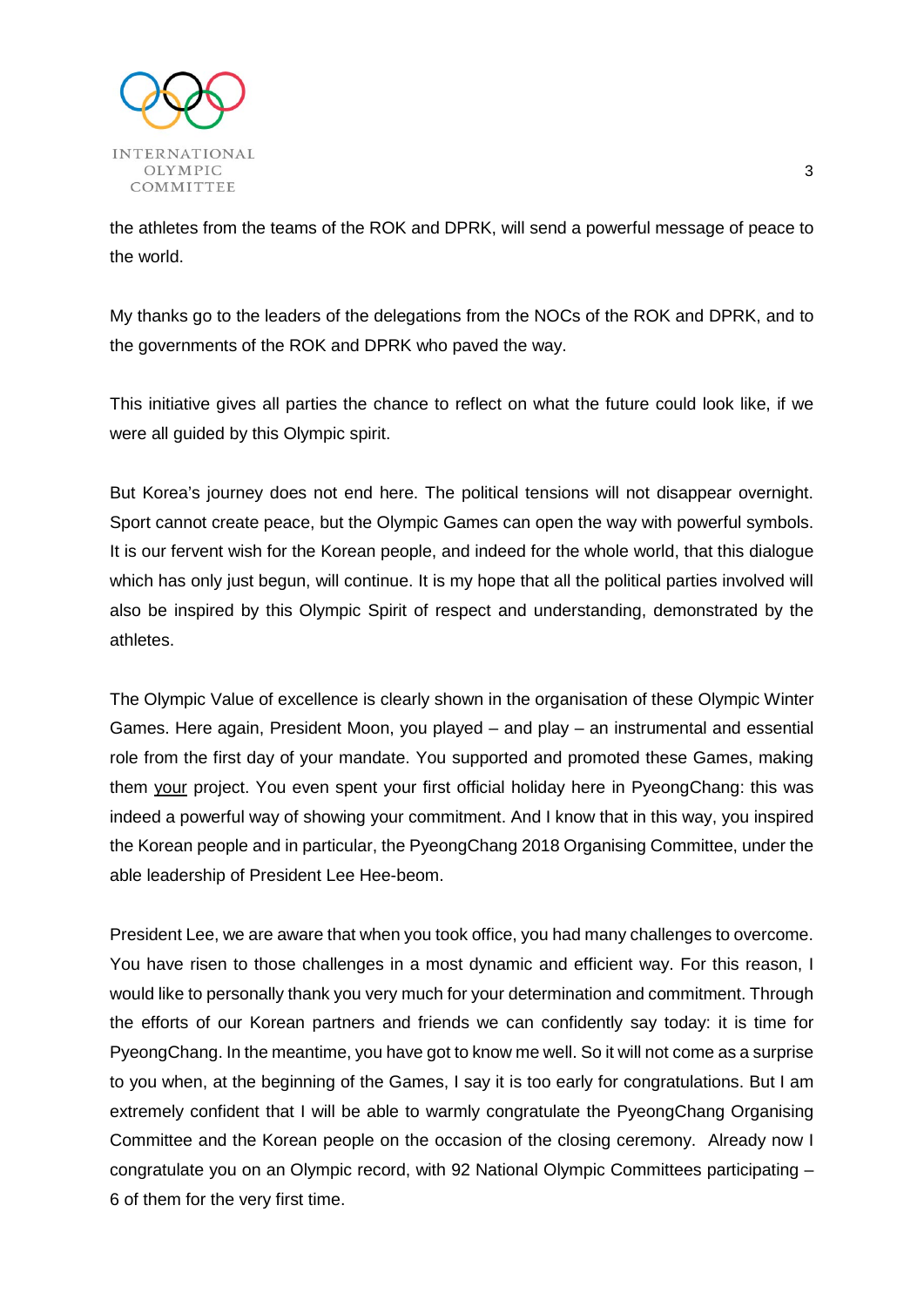the athletes from the teams of the ROK and DPRK, will send a powerful message of peace to the world.

My thanks go to the leaders of the delegations from the NOCs of the ROK and DPRK, and to the governments of the ROK and DPRK who paved the way.

This initiative gives all parties the chance to reflect on what the future could look like, if we were all guided by this Olympic spirit.

But Korea's journey does not end here. The political tensions will not disappear overnight. Sport cannot create peace, but the Olympic Games can open the way with powerful symbols. It is our fervent wish for the Korean people, and indeed for the whole world, that this dialogue which has only just begun, will continue. It is my hope that all the political parties involved will also be inspired by this Olympic Spirit of respect and understanding, demonstrated by the athletes.

The Olympic Value of excellence is clearly shown in the organisation of these Olympic Winter Games. Here again, President Moon, you played – and play – an instrumental and essential role from the first day of your mandate. You supported and promoted these Games, making them <u>your</u> project. You even spent your first official holiday here in PyeongChang: this was indeed a powerful way of showing your commitment. And I know that in this way, you inspired the Korean people and in particular, the PyeongChang 2018 Organising Committee, under the able leadership of President Lee Hee-beom.

President Lee, we are aware that when you took office, you had many challenges to overcome. You have risen to those challenges in a most dynamic and efficient way. For this reason, I would like to personally thank you very much for your determination and commitment. Through the efforts of our Korean partners and friends we can confidently say today: it is time for PyeongChang. In the meantime, you have got to know me well. So it will not come as a surprise to you when, at the beginning of the Games, I say it is too early for congratulations. But I am extremely confident that I will be able to warmly congratulate the PyeongChang Organising Committee and the Korean people on the occasion of the closing ceremony. Already now I congratulate you on an Olympic record, with 92 National Olympic Committees participating – 6 of them for the very first time.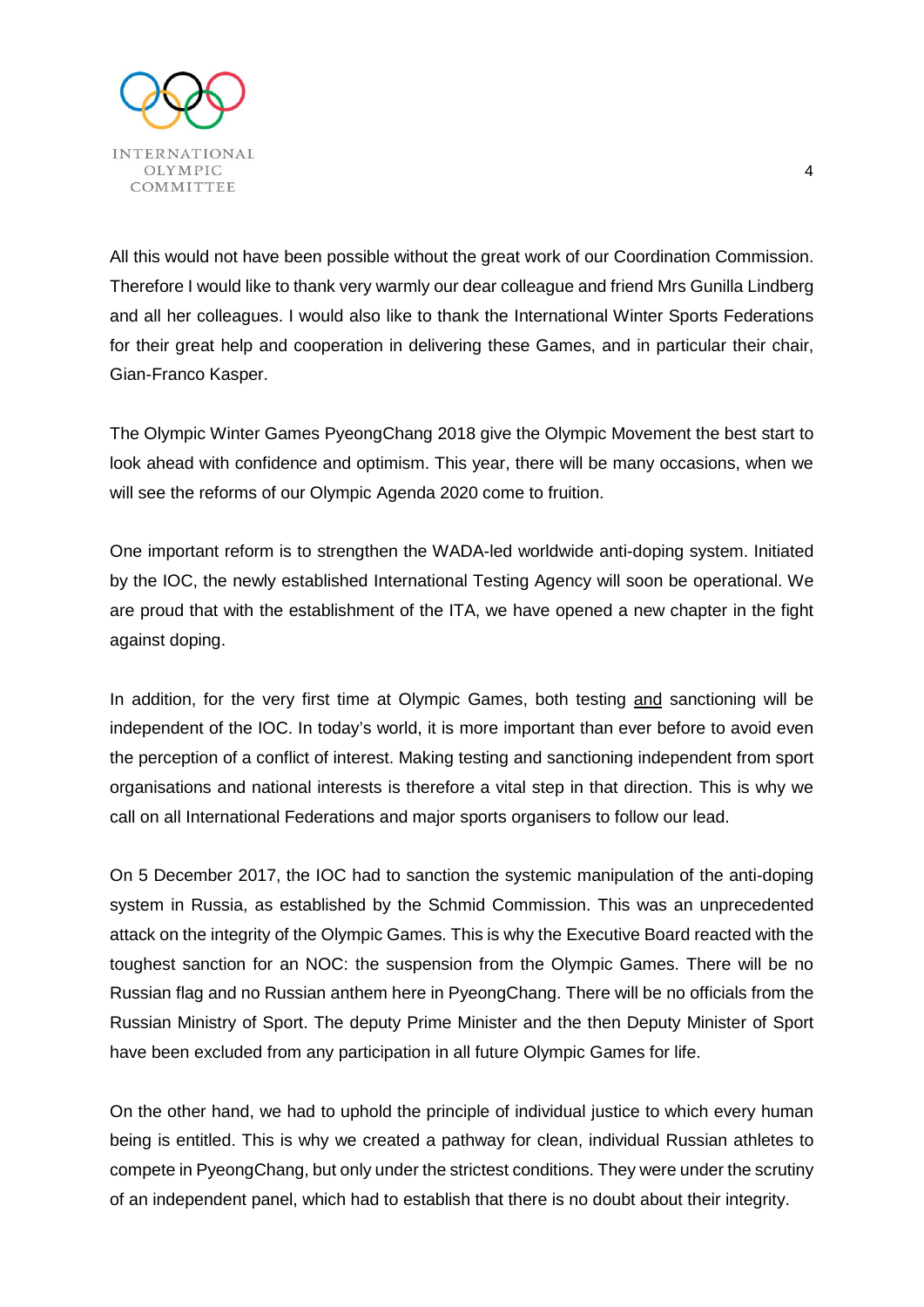All this would not have been possible without the great work of our Coordination Commission. Therefore I would like to thank very warmly our dear colleague and friend Mrs Gunilla Lindberg and all her colleagues. I would also like to thank the International Winter Sports Federations for their great help and cooperation in delivering these Games, and in particular their chair, Gian-Franco Kasper.

The Olympic Winter Games PyeongChang 2018 give the Olympic Movement the best start to look ahead with confidence and optimism. This year, there will be many occasions, when we will see the reforms of our Olympic Agenda 2020 come to fruition.

One important reform is to strengthen the WADA-led worldwide anti-doping system. Initiated by the IOC, the newly established International Testing Agency will soon be operational. We are proud that with the establishment of the ITA, we have opened a new chapter in the fight against doping.

In addition, for the very first time at Olympic Games, both testing <u>and</u> sanctioning will be independent of the IOC. In today's world, it is more important than ever before to avoid even the perception of a conflict of interest. Making testing and sanctioning independent from sport organisations and national interests is therefore a vital step in that direction. This is why we call on all International Federations and major sports organisers to follow our lead.

On 5 December 2017, the IOC had to sanction the systemic manipulation of the anti-doping system in Russia, as established by the Schmid Commission. This was an unprecedented attack on the integrity of the Olympic Games. This is why the Executive Board reacted with the toughest sanction for an NOC: the suspension from the Olympic Games. There will be no Russian flag and no Russian anthem here in PyeongChang. There will be no officials from the Russian Ministry of Sport. The deputy Prime Minister and the then Deputy Minister of Sport have been excluded from any participation in all future Olympic Games for life.

On the other hand, we had to uphold the principle of individual justice to which every human being is entitled. This is why we created a pathway for clean, individual Russian athletes to compete in PyeongChang, but only under the strictest conditions. They were under the scrutiny of an independent panel, which had to establish that there is no doubt about their integrity.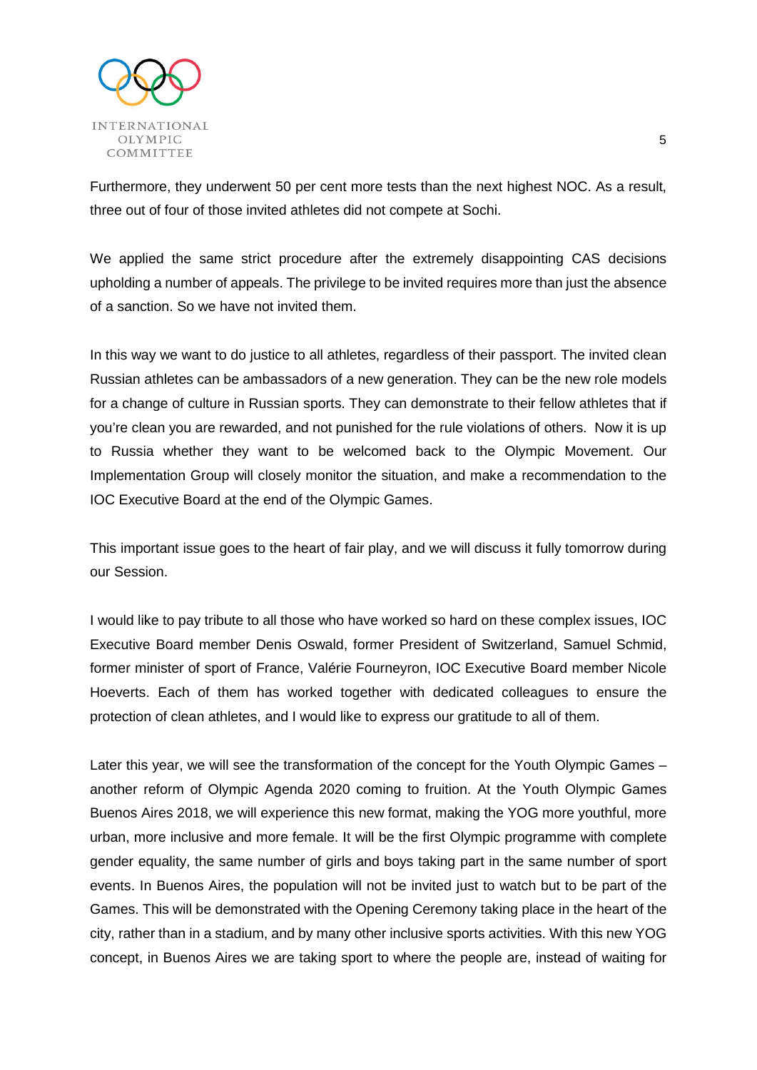Furthermore, they underwent 50 per cent more tests than the next highest NOC. As a result, three out of four of those invited athletes did not compete at Sochi.

We applied the same strict procedure after the extremely disappointing CAS decisions upholding a number of appeals. The privilege to be invited requires more than just the absence of a sanction. So we have not invited them.

In this way we want to do justice to all athletes, regardless of their passport. The invited clean Russian athletes can be ambassadors of a new generation. They can be the new role models for a change of culture in Russian sports. They can demonstrate to their fellow athletes that if you're clean you are rewarded, and not punished for the rule violations of others. Now it is up to Russia whether they want to be welcomed back to the Olympic Movement. Our Implementation Group will closely monitor the situation, and make a recommendation to the IOC Executive Board at the end of the Olympic Games.

This important issue goes to the heart of fair play, and we will discuss it fully tomorrow during our Session.

I would like to pay tribute to all those who have worked so hard on these complex issues, IOC Executive Board member Denis Oswald, former President of Switzerland, Samuel Schmid, former minister of sport of France, Valérie Fourneyron, IOC Executive Board member Nicole Hoeverts. Each of them has worked together with dedicated colleagues to ensure the protection of clean athletes, and I would like to express our gratitude to all of them.

Later this year, we will see the transformation of the concept for the Youth Olympic Games – another reform of Olympic Agenda 2020 coming to fruition. At the Youth Olympic Games Buenos Aires 2018, we will experience this new format, making the YOG more youthful, more urban, more inclusive and more female. It will be the first Olympic programme with complete gender equality, the same number of girls and boys taking part in the same number of sport events. In Buenos Aires, the population will not be invited just to watch but to be part of the Games. This will be demonstrated with the Opening Ceremony taking place in the heart of the city, rather than in a stadium, and by many other inclusive sports activities. With this new YOG concept, in Buenos Aires we are taking sport to where the people are, instead of waiting for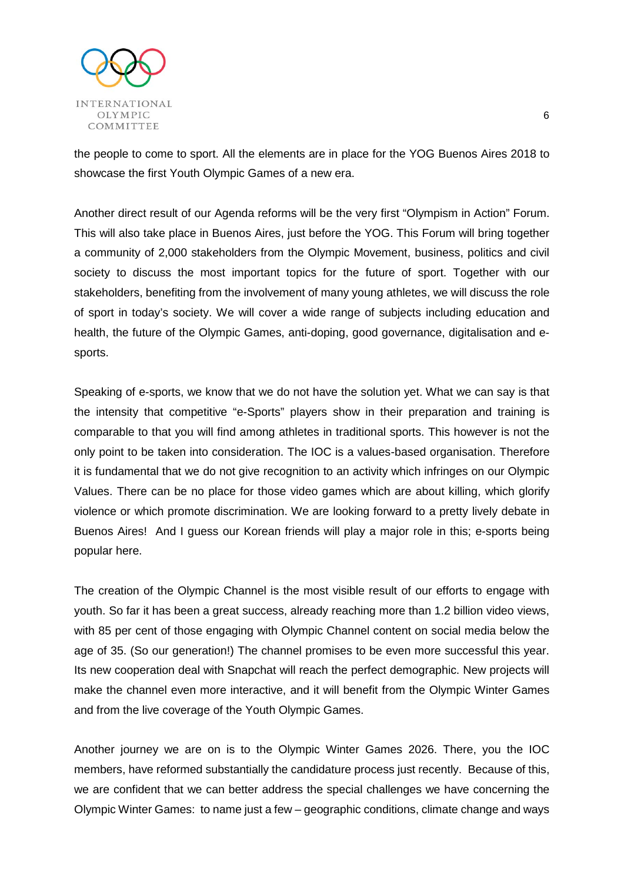the people to come to sport. All the elements are in place for the YOG Buenos Aires 2018 to showcase the first Youth Olympic Games of a new era.

Another direct result of our Agenda reforms will be the very first “Olympism in Action” Forum. This will also take place in Buenos Aires, just before the YOG. This Forum will bring together a community of 2,000 stakeholders from the Olympic Movement, business, politics and civil society to discuss the most important topics for the future of sport. Together with our stakeholders, benefiting from the involvement of many young athletes, we will discuss the role of sport in today’s society. We will cover a wide range of subjects including education and health, the future of the Olympic Games, anti-doping, good governance, digitalisation and e-sports.

Speaking of e-sports, we know that we do not have the solution yet. What we can say is that the intensity that competitive “e-Sports” players show in their preparation and training is comparable to that you will find among athletes in traditional sports. This however is not the only point to be taken into consideration. The IOC is a values-based organisation. Therefore it is fundamental that we do not give recognition to an activity which infringes on our Olympic Values. There can be no place for those video games which are about killing, which glorify violence or which promote discrimination. We are looking forward to a pretty lively debate in Buenos Aires! And I guess our Korean friends will play a major role in this; e-sports being popular here.

The creation of the Olympic Channel is the most visible result of our efforts to engage with youth. So far it has been a great success, already reaching more than 1.2 billion video views, with 85 per cent of those engaging with Olympic Channel content on social media below the age of 35. (So our generation!) The channel promises to be even more successful this year. Its new cooperation deal with Snapchat will reach the perfect demographic. New projects will make the channel even more interactive, and it will benefit from the Olympic Winter Games and from the live coverage of the Youth Olympic Games.

Another journey we are on is to the Olympic Winter Games 2026. There, you the IOC members, have reformed substantially the candidature process just recently. Because of this, we are confident that we can better address the special challenges we have concerning the Olympic Winter Games: to name just a few – geographic conditions, climate change and ways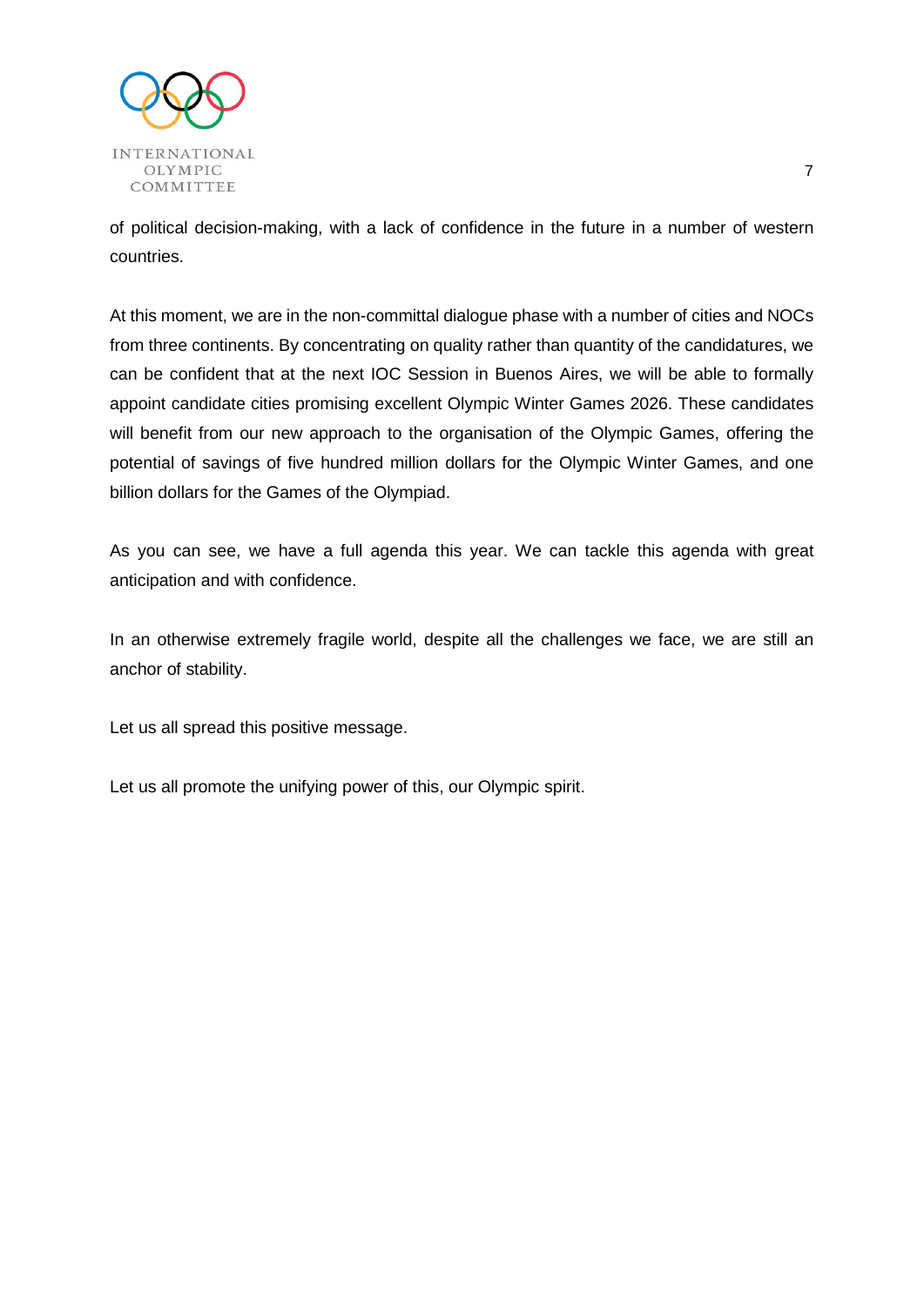of political decision-making, with a lack of confidence in the future in a number of western countries.

At this moment, we are in the non-committal dialogue phase with a number of cities and NOCs from three continents. By concentrating on quality rather than quantity of the candidatures, we can be confident that at the next IOC Session in Buenos Aires, we will be able to formally appoint candidate cities promising excellent Olympic Winter Games 2026. These candidates will benefit from our new approach to the organisation of the Olympic Games, offering the potential of savings of five hundred million dollars for the Olympic Winter Games, and one billion dollars for the Games of the Olympiad.

As you can see, we have a full agenda this year. We can tackle this agenda with great anticipation and with confidence.

In an otherwise extremely fragile world, despite all the challenges we face, we are still an anchor of stability.

Let us all spread this positive message.

Let us all promote the unifying power of this, our Olympic spirit.